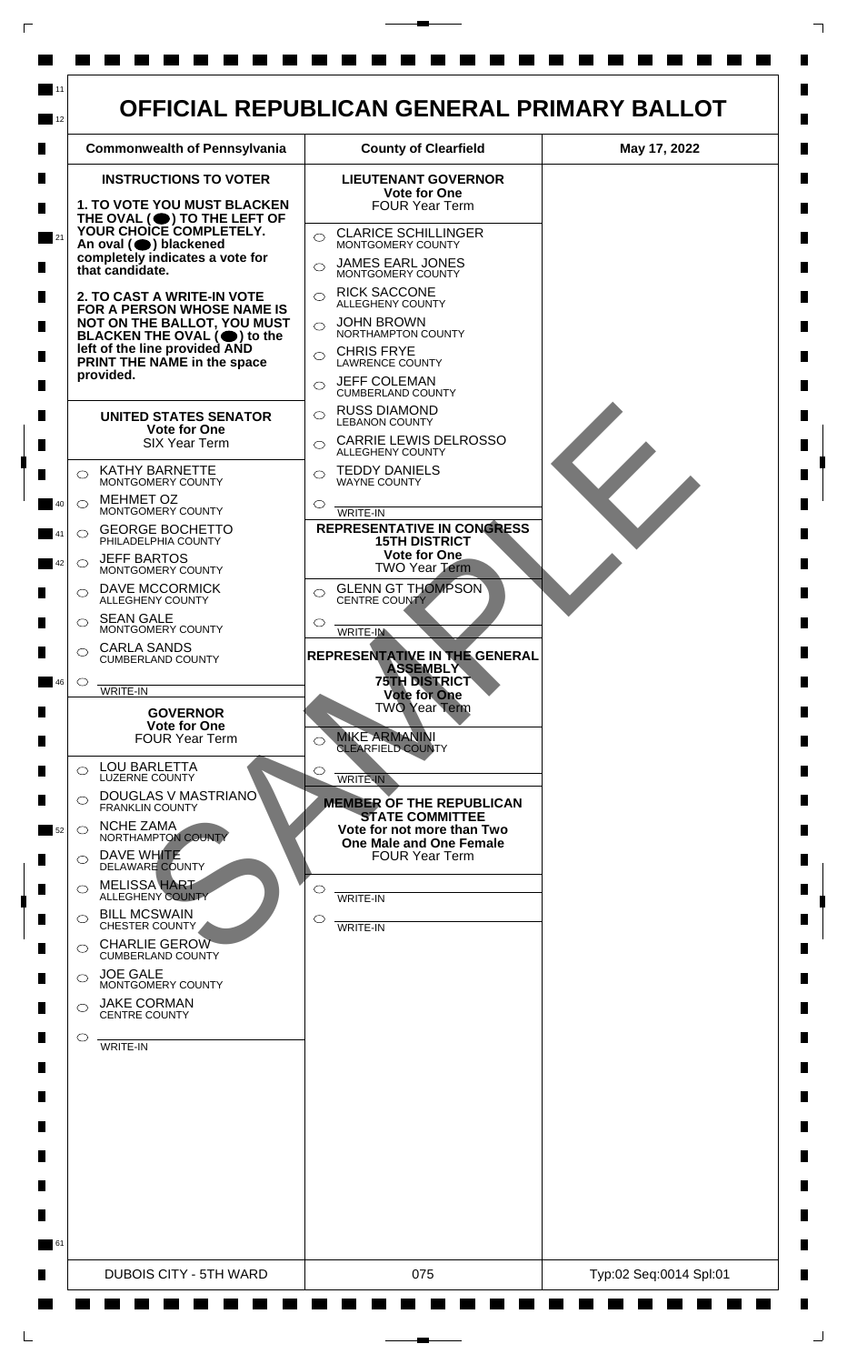# OFFICIAL REPUBLICAN GENERAL PRIMARY BALLOT

| Commonwealth of Pennsylvania | County of Clearfield | May 17, 2022 |
| --- | --- | --- |

## INSTRUCTIONS TO VOTER

**1. TO VOTE YOU MUST BLACKEN THE OVAL (⬬) TO THE LEFT OF YOUR CHOICE COMPLETELY. An oval (⬬) blackened completely indicates a vote for that candidate.**

**2. TO CAST A WRITE-IN VOTE FOR A PERSON WHOSE NAME IS NOT ON THE BALLOT, YOU MUST BLACKEN THE OVAL (⬬) to the left of the line provided AND PRINT THE NAME in the space provided.**

### UNITED STATES SENATOR
**Vote for One**
SIX Year Term

- ○ KATHY BARNETTE — MONTGOMERY COUNTY
- ○ MEHMET OZ — MONTGOMERY COUNTY
- ○ GEORGE BOCHETTO — PHILADELPHIA COUNTY
- ○ JEFF BARTOS — MONTGOMERY COUNTY
- ○ DAVE MCCORMICK — ALLEGHENY COUNTY
- ○ SEAN GALE — MONTGOMERY COUNTY
- ○ CARLA SANDS — CUMBERLAND COUNTY
- ○ ________ WRITE-IN

### GOVERNOR
**Vote for One**
FOUR Year Term

- ○ LOU BARLETTA — LUZERNE COUNTY
- ○ DOUGLAS V MASTRIANO — FRANKLIN COUNTY
- ○ NCHE ZAMA — NORTHAMPTON COUNTY
- ○ DAVE WHITE — DELAWARE COUNTY
- ○ MELISSA HART — ALLEGHENY COUNTY
- ○ BILL MCSWAIN — CHESTER COUNTY
- ○ CHARLIE GEROW — CUMBERLAND COUNTY
- ○ JOE GALE — MONTGOMERY COUNTY
- ○ JAKE CORMAN — CENTRE COUNTY
- ○ ________ WRITE-IN

### LIEUTENANT GOVERNOR
**Vote for One**
FOUR Year Term

- ○ CLARICE SCHILLINGER — MONTGOMERY COUNTY
- ○ JAMES EARL JONES — MONTGOMERY COUNTY
- ○ RICK SACCONE — ALLEGHENY COUNTY
- ○ JOHN BROWN — NORTHAMPTON COUNTY
- ○ CHRIS FRYE — LAWRENCE COUNTY
- ○ JEFF COLEMAN — CUMBERLAND COUNTY
- ○ RUSS DIAMOND — LEBANON COUNTY
- ○ CARRIE LEWIS DELROSSO — ALLEGHENY COUNTY
- ○ TEDDY DANIELS — WAYNE COUNTY
- ○ ________ WRITE-IN

### REPRESENTATIVE IN CONGRESS
**15TH DISTRICT**
**Vote for One**
TWO Year Term

- ○ GLENN GT THOMPSON — CENTRE COUNTY
- ○ ________ WRITE-IN

### REPRESENTATIVE IN THE GENERAL ASSEMBLY
**75TH DISTRICT**
**Vote for One**
TWO Year Term

- ○ MIKE ARMANINI — CLEARFIELD COUNTY
- ○ ________ WRITE-IN

### MEMBER OF THE REPUBLICAN STATE COMMITTEE
**Vote for not more than Two**
**One Male and One Female**
FOUR Year Term

- ○ ________ WRITE-IN
- ○ ________ WRITE-IN

SAMPLE

| DUBOIS CITY - 5TH WARD | 075 | Typ:02 Seq:0014 Spl:01 |
| --- | --- | --- |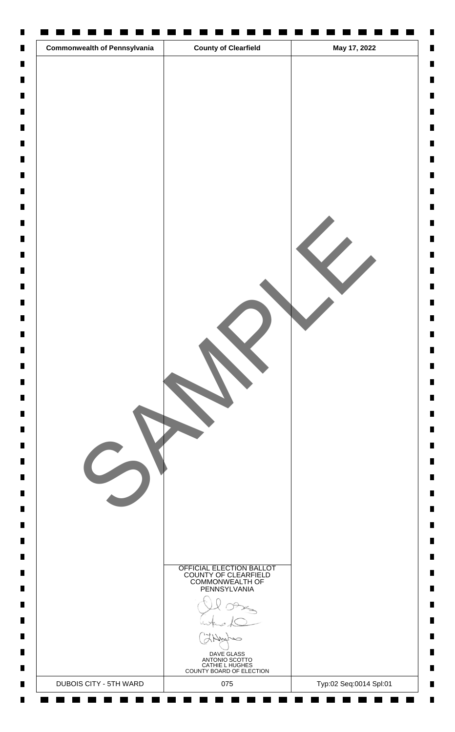| Commonwealth of Pennsylvania | County of Clearfield | May 17, 2022 |
|---|---|---|
| | | |

SAMPLE

OFFICIAL ELECTION BALLOT
COUNTY OF CLEARFIELD
COMMONWEALTH OF
PENNSYLVANIA

DAVE GLASS
ANTONIO SCOTTO
CATHIE L HUGHES
COUNTY BOARD OF ELECTION

| | | |
|---|---|---|
| DUBOIS CITY - 5TH WARD | 075 | Typ:02 Seq:0014 Spl:01 |